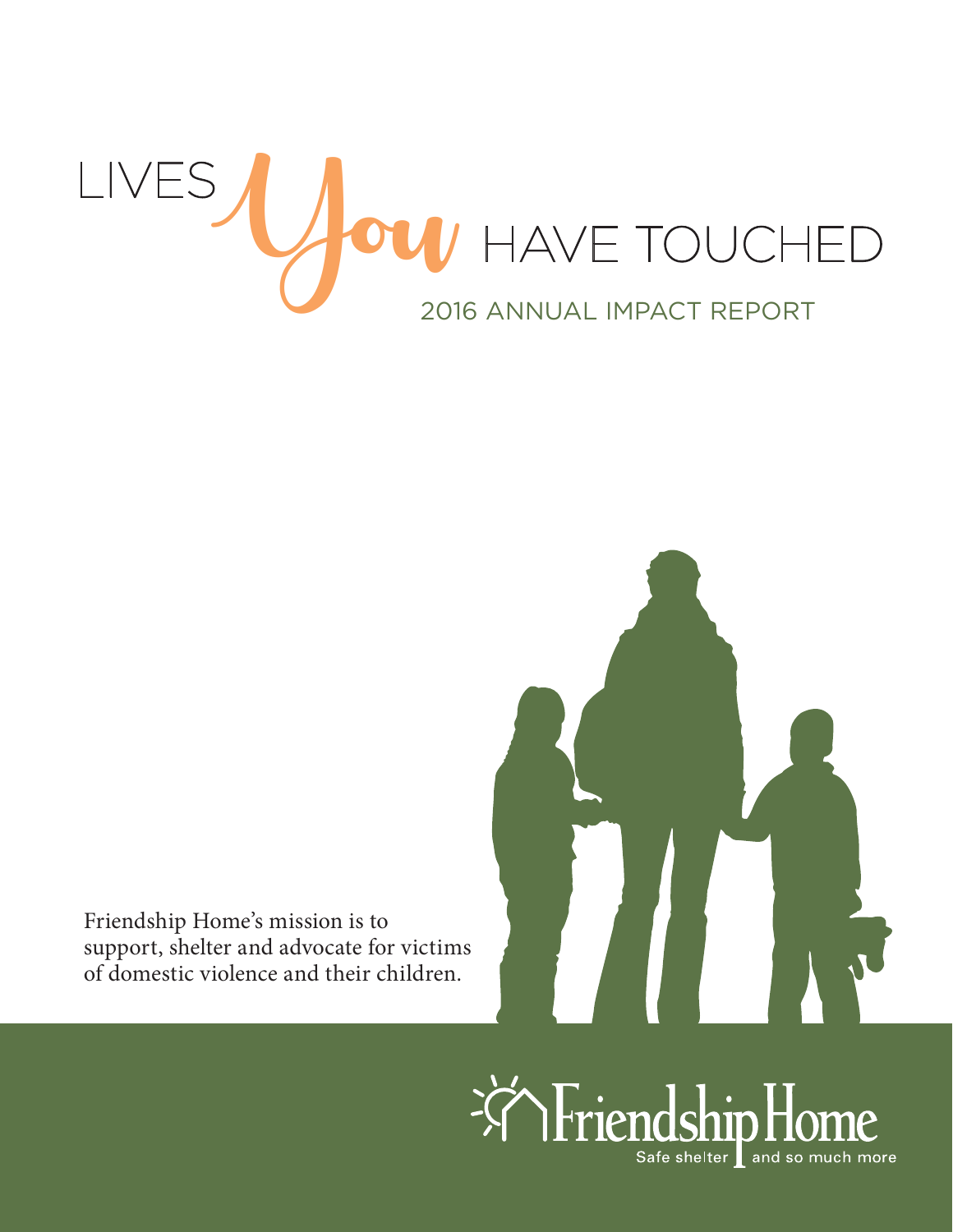# LIVES *You* HAVE TOUCHED

## 2016 ANNUAL IMPACT REPORT

Friendship Home's mission is to support, shelter and advocate for victims of domestic violence and their children.

Friendship Home

Safe shelter | and so much more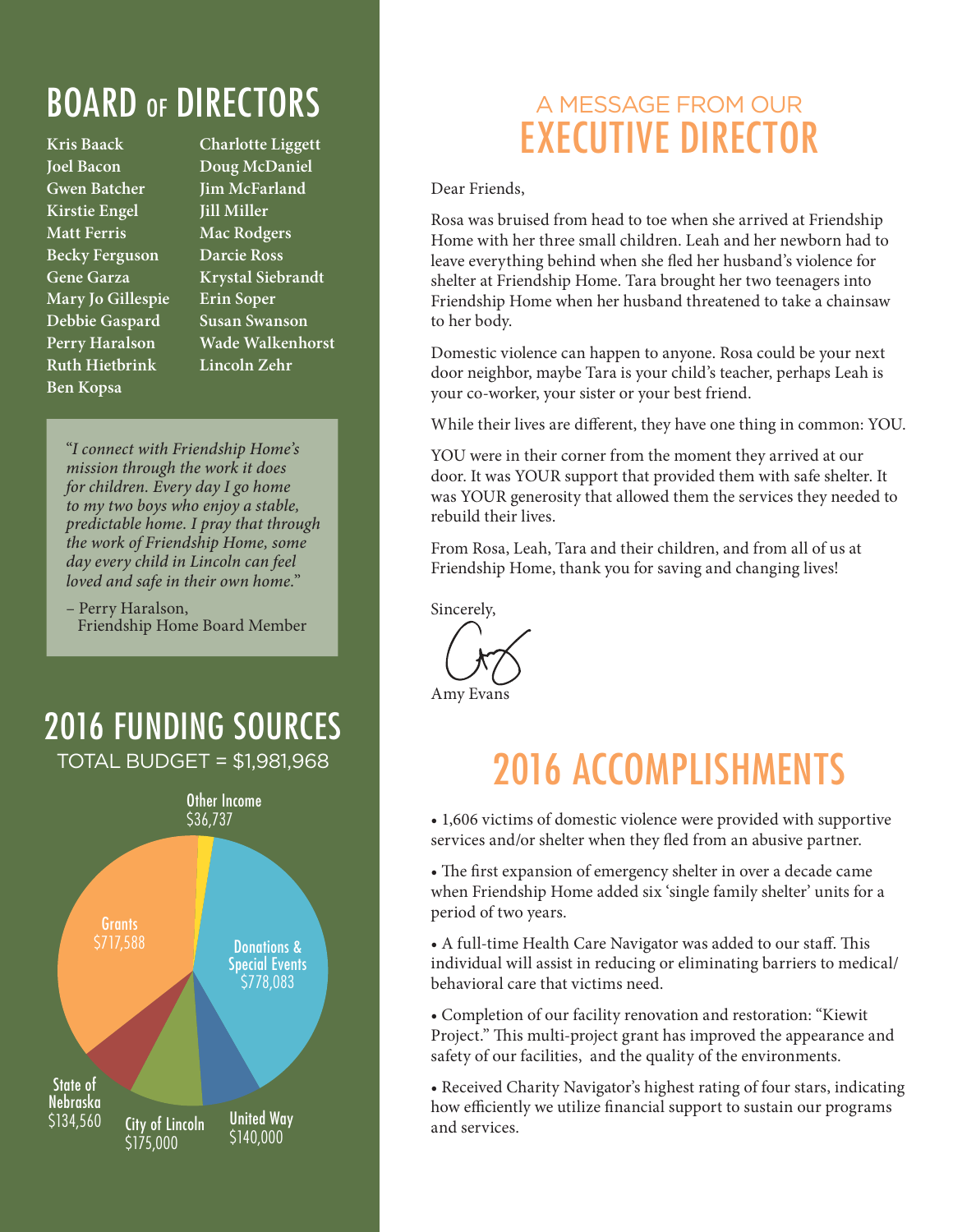# BOARD OF DIRECTORS

Kris Baack
Joel Bacon
Gwen Batcher
Kirstie Engel
Matt Ferris
Becky Ferguson
Gene Garza
Mary Jo Gillespie
Debbie Gaspard
Perry Haralson
Ruth Hietbrink
Ben Kopsa
Charlotte Liggett
Doug McDaniel
Jim McFarland
Jill Miller
Mac Rodgers
Darcie Ross
Krystal Siebrandt
Erin Soper
Susan Swanson
Wade Walkenhorst
Lincoln Zehr

*"I connect with Friendship Home's mission through the work it does for children. Every day I go home to my two boys who enjoy a stable, predictable home. I pray that through the work of Friendship Home, some day every child in Lincoln can feel loved and safe in their own home."*

– Perry Haralson,
Friendship Home Board Member

# 2016 FUNDING SOURCES

TOTAL BUDGET = $1,981,968

| Source | Amount |
|---|---|
| Other Income | $36,737 |
| Donations & Special Events | $778,083 |
| United Way | $140,000 |
| City of Lincoln | $175,000 |
| State of Nebraska | $134,560 |
| Grants | $717,588 |

## A MESSAGE FROM OUR EXECUTIVE DIRECTOR

Dear Friends,

Rosa was bruised from head to toe when she arrived at Friendship Home with her three small children. Leah and her newborn had to leave everything behind when she fled her husband's violence for shelter at Friendship Home. Tara brought her two teenagers into Friendship Home when her husband threatened to take a chainsaw to her body.

Domestic violence can happen to anyone. Rosa could be your next door neighbor, maybe Tara is your child's teacher, perhaps Leah is your co-worker, your sister or your best friend.

While their lives are different, they have one thing in common: YOU.

YOU were in their corner from the moment they arrived at our door. It was YOUR support that provided them with safe shelter. It was YOUR generosity that allowed them the services they needed to rebuild their lives.

From Rosa, Leah, Tara and their children, and from all of us at Friendship Home, thank you for saving and changing lives!

Sincerely,

Amy Evans

# 2016 ACCOMPLISHMENTS

- 1,606 victims of domestic violence were provided with supportive services and/or shelter when they fled from an abusive partner.
- The first expansion of emergency shelter in over a decade came when Friendship Home added six 'single family shelter' units for a period of two years.
- A full-time Health Care Navigator was added to our staff. This individual will assist in reducing or eliminating barriers to medical/behavioral care that victims need.
- Completion of our facility renovation and restoration: "Kiewit Project." This multi-project grant has improved the appearance and safety of our facilities, and the quality of the environments.
- Received Charity Navigator's highest rating of four stars, indicating how efficiently we utilize financial support to sustain our programs and services.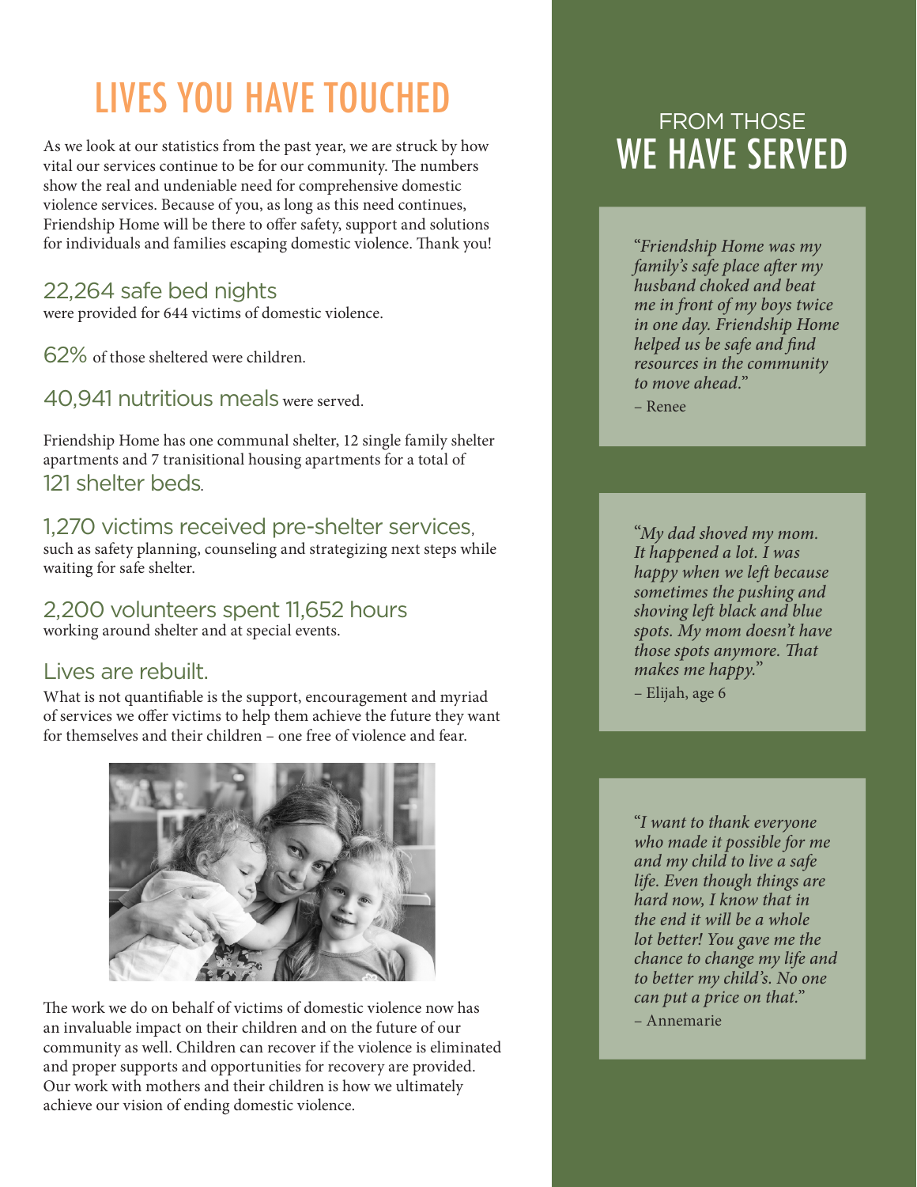# LIVES YOU HAVE TOUCHED

As we look at our statistics from the past year, we are struck by how vital our services continue to be for our community. The numbers show the real and undeniable need for comprehensive domestic violence services. Because of you, as long as this need continues, Friendship Home will be there to offer safety, support and solutions for individuals and families escaping domestic violence. Thank you!

### 22,264 safe bed nights

were provided for 644 victims of domestic violence.

**62%** of those sheltered were children.

**40,941 nutritious meals** were served.

Friendship Home has one communal shelter, 12 single family shelter apartments and 7 tranisitional housing apartments for a total of **121 shelter beds**.

### 1,270 victims received pre-shelter services,

such as safety planning, counseling and strategizing next steps while waiting for safe shelter.

### 2,200 volunteers spent 11,652 hours

working around shelter and at special events.

### Lives are rebuilt.

What is not quantifiable is the support, encouragement and myriad of services we offer victims to help them achieve the future they want for themselves and their children – one free of violence and fear.

The work we do on behalf of victims of domestic violence now has an invaluable impact on their children and on the future of our community as well. Children can recover if the violence is eliminated and proper supports and opportunities for recovery are provided. Our work with mothers and their children is how we ultimately achieve our vision of ending domestic violence.

## FROM THOSE WE HAVE SERVED

*"Friendship Home was my family's safe place after my husband choked and beat me in front of my boys twice in one day. Friendship Home helped us be safe and find resources in the community to move ahead."*

– Renee

*"My dad shoved my mom. It happened a lot. I was happy when we left because sometimes the pushing and shoving left black and blue spots. My mom doesn't have those spots anymore. That makes me happy."*

– Elijah, age 6

*"I want to thank everyone who made it possible for me and my child to live a safe life. Even though things are hard now, I know that in the end it will be a whole lot better! You gave me the chance to change my life and to better my child's. No one can put a price on that."*

– Annemarie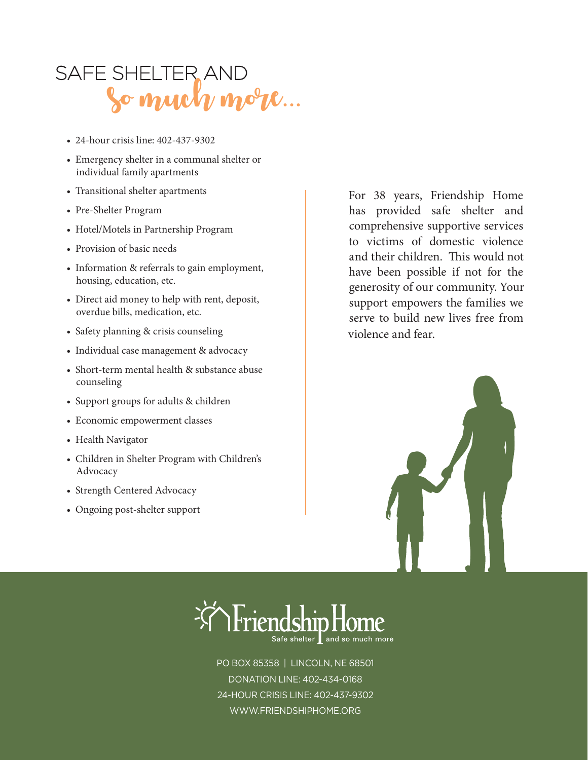# SAFE SHELTER AND *so much more...*

- 24-hour crisis line: 402-437-9302
- Emergency shelter in a communal shelter or individual family apartments
- Transitional shelter apartments
- Pre-Shelter Program
- Hotel/Motels in Partnership Program
- Provision of basic needs
- Information & referrals to gain employment, housing, education, etc.
- Direct aid money to help with rent, deposit, overdue bills, medication, etc.
- Safety planning & crisis counseling
- Individual case management & advocacy
- Short-term mental health & substance abuse counseling
- Support groups for adults & children
- Economic empowerment classes
- Health Navigator
- Children in Shelter Program with Children's Advocacy
- Strength Centered Advocacy
- Ongoing post-shelter support

For 38 years, Friendship Home has provided safe shelter and comprehensive supportive services to victims of domestic violence and their children. This would not have been possible if not for the generosity of our community. Your support empowers the families we serve to build new lives free from violence and fear.

Friendship Home
Safe shelter and so much more

PO BOX 85358 | LINCOLN, NE 68501
DONATION LINE: 402-434-0168
24-HOUR CRISIS LINE: 402-437-9302
WWW.FRIENDSHIPHOME.ORG